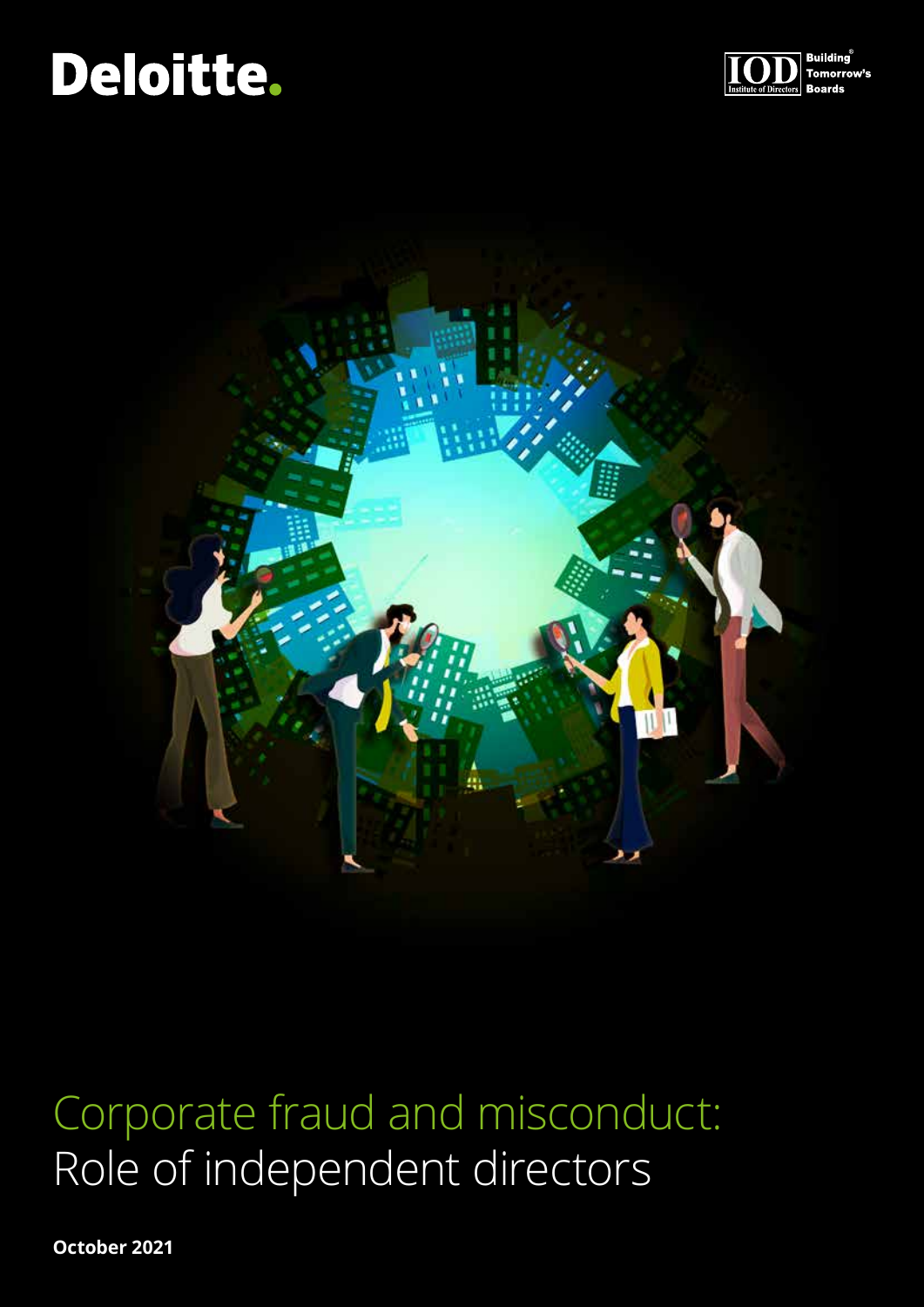Deloitte.

IOD Institute of Directors — Building Tomorrow's Boards

# Corporate fraud and misconduct: Role of independent directors

**October 2021**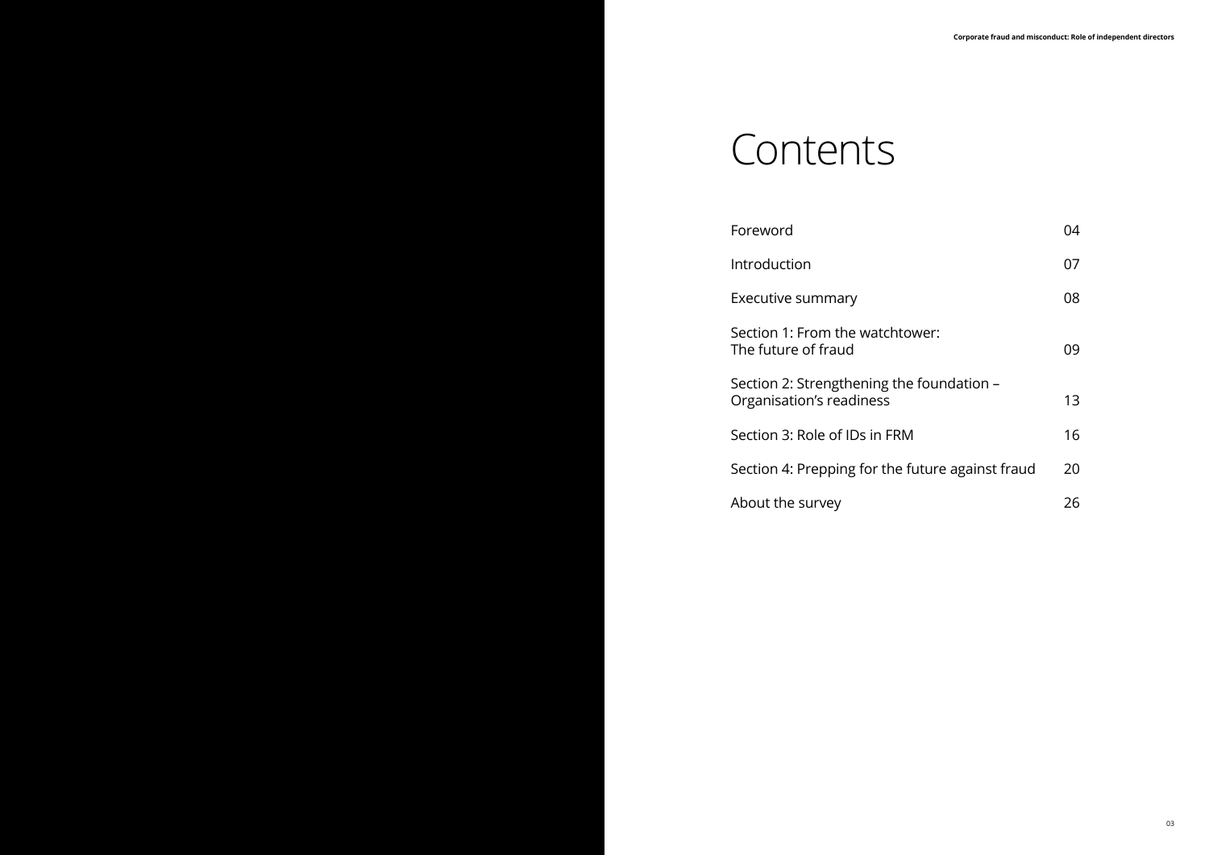# Contents

| | |
|---|---|
| Foreword | 04 |
| Introduction | 07 |
| Executive summary | 08 |
| Section 1: From the watchtower: The future of fraud | 09 |
| Section 2: Strengthening the foundation – Organisation's readiness | 13 |
| Section 3: Role of IDs in FRM | 16 |
| Section 4: Prepping for the future against fraud | 20 |
| About the survey | 26 |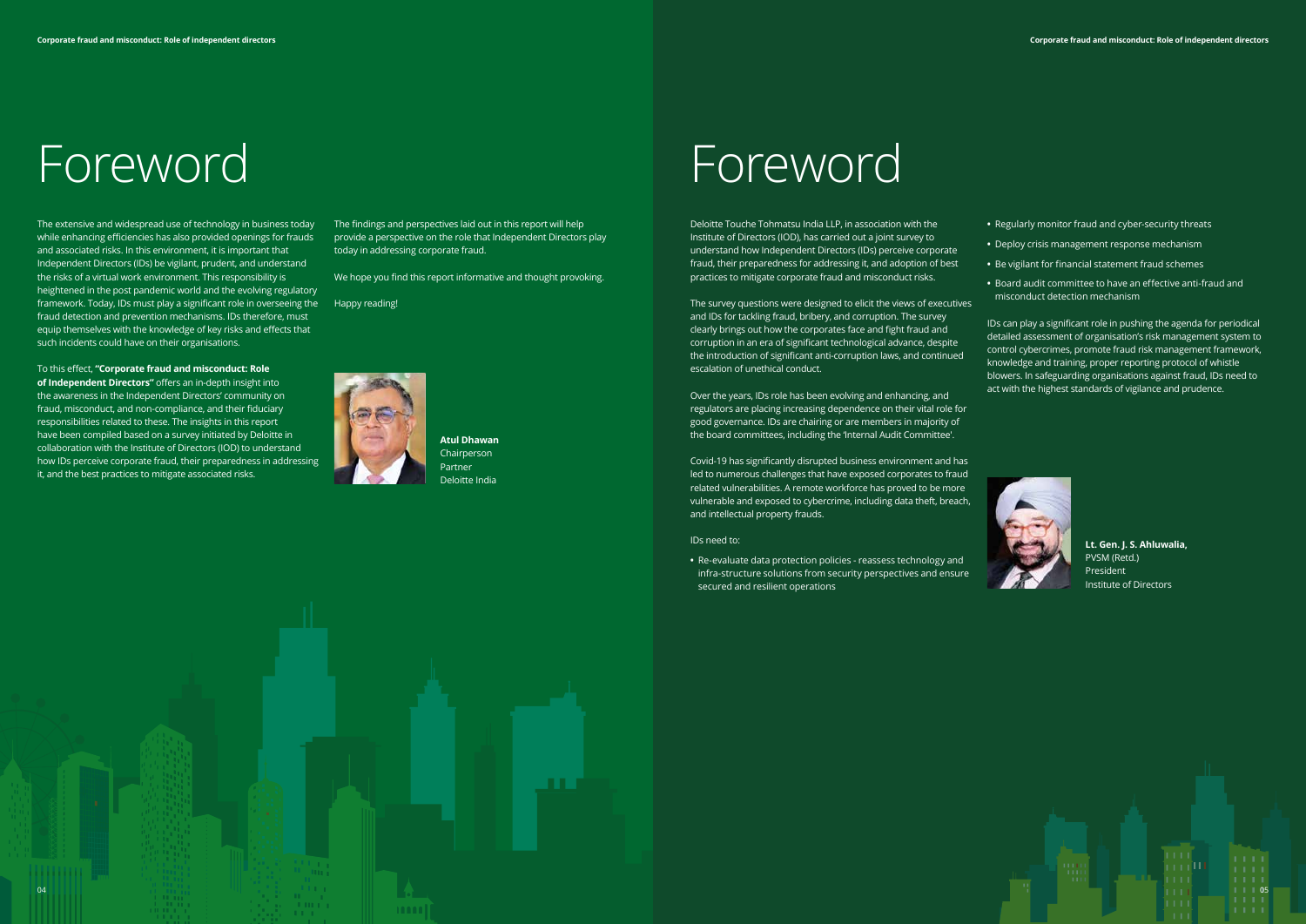# Foreword

The extensive and widespread use of technology in business today while enhancing efficiencies has also provided openings for frauds and associated risks. In this environment, it is important that Independent Directors (IDs) be vigilant, prudent, and understand the risks of a virtual work environment. This responsibility is heightened in the post pandemic world and the evolving regulatory framework. Today, IDs must play a significant role in overseeing the fraud detection and prevention mechanisms. IDs therefore, must equip themselves with the knowledge of key risks and effects that such incidents could have on their organisations.

To this effect, **"Corporate fraud and misconduct: Role of Independent Directors"** offers an in-depth insight into the awareness in the Independent Directors' community on fraud, misconduct, and non-compliance, and their fiduciary responsibilities related to these. The insights in this report have been compiled based on a survey initiated by Deloitte in collaboration with the Institute of Directors (IOD) to understand how IDs perceive corporate fraud, their preparedness in addressing it, and the best practices to mitigate associated risks.

The findings and perspectives laid out in this report will help provide a perspective on the role that Independent Directors play today in addressing corporate fraud.

We hope you find this report informative and thought provoking.

Happy reading!

**Atul Dhawan**
Chairperson
Partner
Deloitte India

# Foreword

Deloitte Touche Tohmatsu India LLP, in association with the Institute of Directors (IOD), has carried out a joint survey to understand how Independent Directors (IDs) perceive corporate fraud, their preparedness for addressing it, and adoption of best practices to mitigate corporate fraud and misconduct risks.

The survey questions were designed to elicit the views of executives and IDs for tackling fraud, bribery, and corruption. The survey clearly brings out how the corporates face and fight fraud and corruption in an era of significant technological advance, despite the introduction of significant anti-corruption laws, and continued escalation of unethical conduct.

Over the years, IDs role has been evolving and enhancing, and regulators are placing increasing dependence on their vital role for good governance. IDs are chairing or are members in majority of the board committees, including the 'Internal Audit Committee'.

Covid-19 has significantly disrupted business environment and has led to numerous challenges that have exposed corporates to fraud related vulnerabilities. A remote workforce has proved to be more vulnerable and exposed to cybercrime, including data theft, breach, and intellectual property frauds.

IDs need to:

- Re-evaluate data protection policies - reassess technology and infra-structure solutions from security perspectives and ensure secured and resilient operations
- Regularly monitor fraud and cyber-security threats
- Deploy crisis management response mechanism
- Be vigilant for financial statement fraud schemes
- Board audit committee to have an effective anti-fraud and misconduct detection mechanism

IDs can play a significant role in pushing the agenda for periodical detailed assessment of organisation's risk management system to control cybercrimes, promote fraud risk management framework, knowledge and training, proper reporting protocol of whistle blowers. In safeguarding organisations against fraud, IDs need to act with the highest standards of vigilance and prudence.

**Lt. Gen. J. S. Ahluwalia,**
PVSM (Retd.)
President
Institute of Directors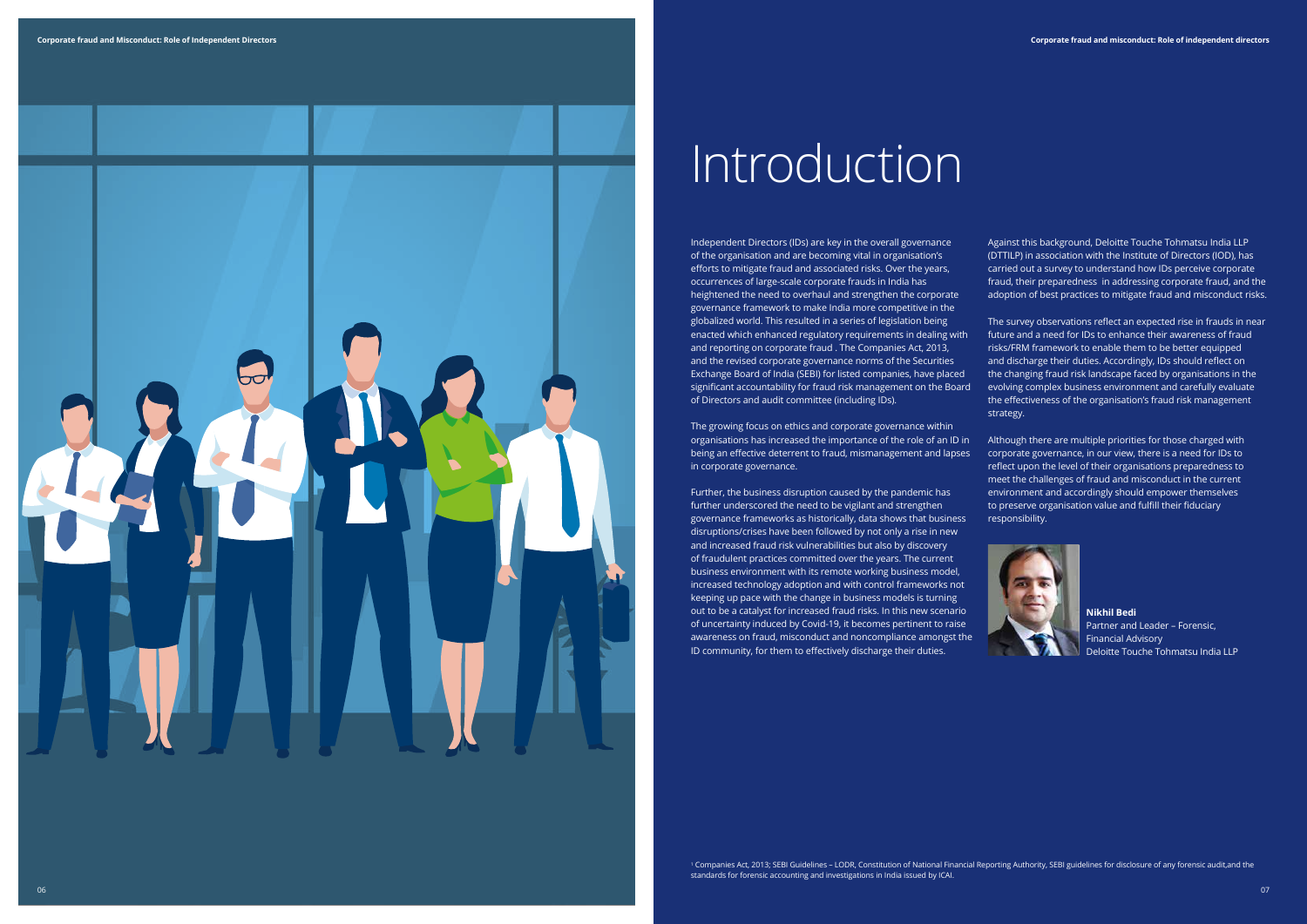# Introduction

Independent Directors (IDs) are key in the overall governance of the organisation and are becoming vital in organisation's efforts to mitigate fraud and associated risks. Over the years, occurrences of large-scale corporate frauds in India has heightened the need to overhaul and strengthen the corporate governance framework to make India more competitive in the globalized world. This resulted in a series of legislation being enacted which enhanced regulatory requirements in dealing with and reporting on corporate fraud . The Companies Act, 2013, and the revised corporate governance norms of the Securities Exchange Board of India (SEBI) for listed companies, have placed significant accountability for fraud risk management on the Board of Directors and audit committee (including IDs).

The growing focus on ethics and corporate governance within organisations has increased the importance of the role of an ID in being an effective deterrent to fraud, mismanagement and lapses in corporate governance.

Further, the business disruption caused by the pandemic has further underscored the need to be vigilant and strengthen governance frameworks as historically, data shows that business disruptions/crises have been followed by not only a rise in new and increased fraud risk vulnerabilities but also by discovery of fraudulent practices committed over the years. The current business environment with its remote working business model, increased technology adoption and with control frameworks not keeping up pace with the change in business models is turning out to be a catalyst for increased fraud risks. In this new scenario of uncertainty induced by Covid-19, it becomes pertinent to raise awareness on fraud, misconduct and noncompliance amongst the ID community, for them to effectively discharge their duties.

Against this background, Deloitte Touche Tohmatsu India LLP (DTTILP) in association with the Institute of Directors (IOD), has carried out a survey to understand how IDs perceive corporate fraud, their preparedness in addressing corporate fraud, and the adoption of best practices to mitigate fraud and misconduct risks.

The survey observations reflect an expected rise in frauds in near future and a need for IDs to enhance their awareness of fraud risks/FRM framework to enable them to be better equipped and discharge their duties. Accordingly, IDs should reflect on the changing fraud risk landscape faced by organisations in the evolving complex business environment and carefully evaluate the effectiveness of the organisation's fraud risk management strategy.

Although there are multiple priorities for those charged with corporate governance, in our view, there is a need for IDs to reflect upon the level of their organisations preparedness to meet the challenges of fraud and misconduct in the current environment and accordingly should empower themselves to preserve organisation value and fulfill their fiduciary responsibility.

**Nikhil Bedi**
Partner and Leader – Forensic, Financial Advisory
Deloitte Touche Tohmatsu India LLP

[1] Companies Act, 2013; SEBI Guidelines – LODR, Constitution of National Financial Reporting Authority, SEBI guidelines for disclosure of any forensic audit,and the standards for forensic accounting and investigations in India issued by ICAI.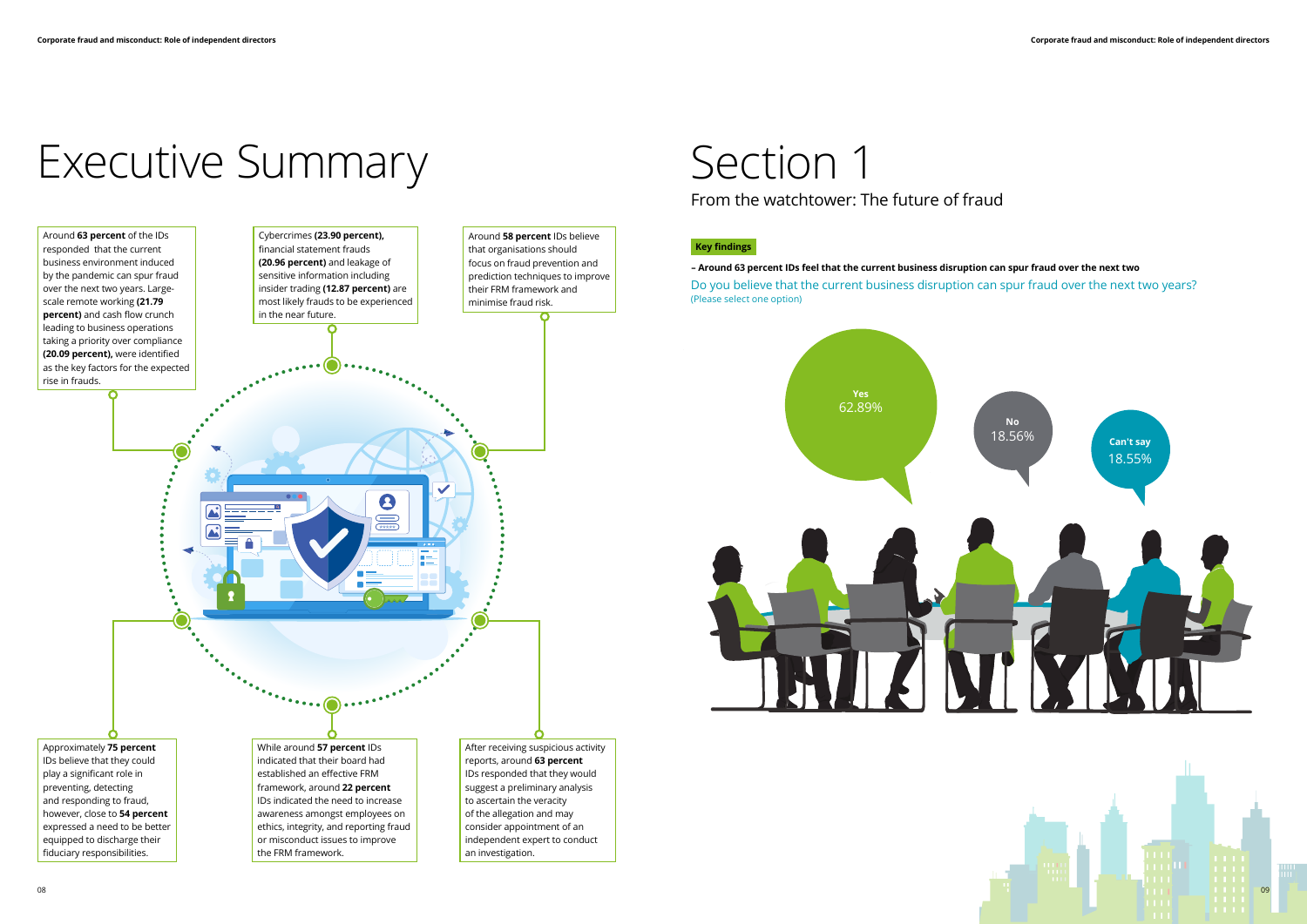# Executive Summary

Around **63 percent** of the IDs responded that the current business environment induced by the pandemic can spur fraud over the next two years. Large-scale remote working **(21.79 percent)** and cash flow crunch leading to business operations taking a priority over compliance **(20.09 percent),** were identified as the key factors for the expected rise in frauds.

Cybercrimes **(23.90 percent),** financial statement frauds **(20.96 percent)** and leakage of sensitive information including insider trading **(12.87 percent)** are most likely frauds to be experienced in the near future.

Around **58 percent** IDs believe that organisations should focus on fraud prevention and prediction techniques to improve their FRM framework and minimise fraud risk.

Approximately **75 percent** IDs believe that they could play a significant role in preventing, detecting and responding to fraud, however, close to **54 percent** expressed a need to be better equipped to discharge their fiduciary responsibilities.

While around **57 percent** IDs indicated that their board had established an effective FRM framework, around **22 percent** IDs indicated the need to increase awareness amongst employees on ethics, integrity, and reporting fraud or misconduct issues to improve the FRM framework.

After receiving suspicious activity reports, around **63 percent** IDs responded that they would suggest a preliminary analysis to ascertain the veracity of the allegation and may consider appointment of an independent expert to conduct an investigation.

# Section 1

## From the watchtower: The future of fraud

**Key findings**

**– Around 63 percent IDs feel that the current business disruption can spur fraud over the next two**

Do you believe that the current business disruption can spur fraud over the next two years?
(Please select one option)

| Response | Percentage |
|---|---|
| Yes | 62.89% |
| No | 18.56% |
| Can't say | 18.55% |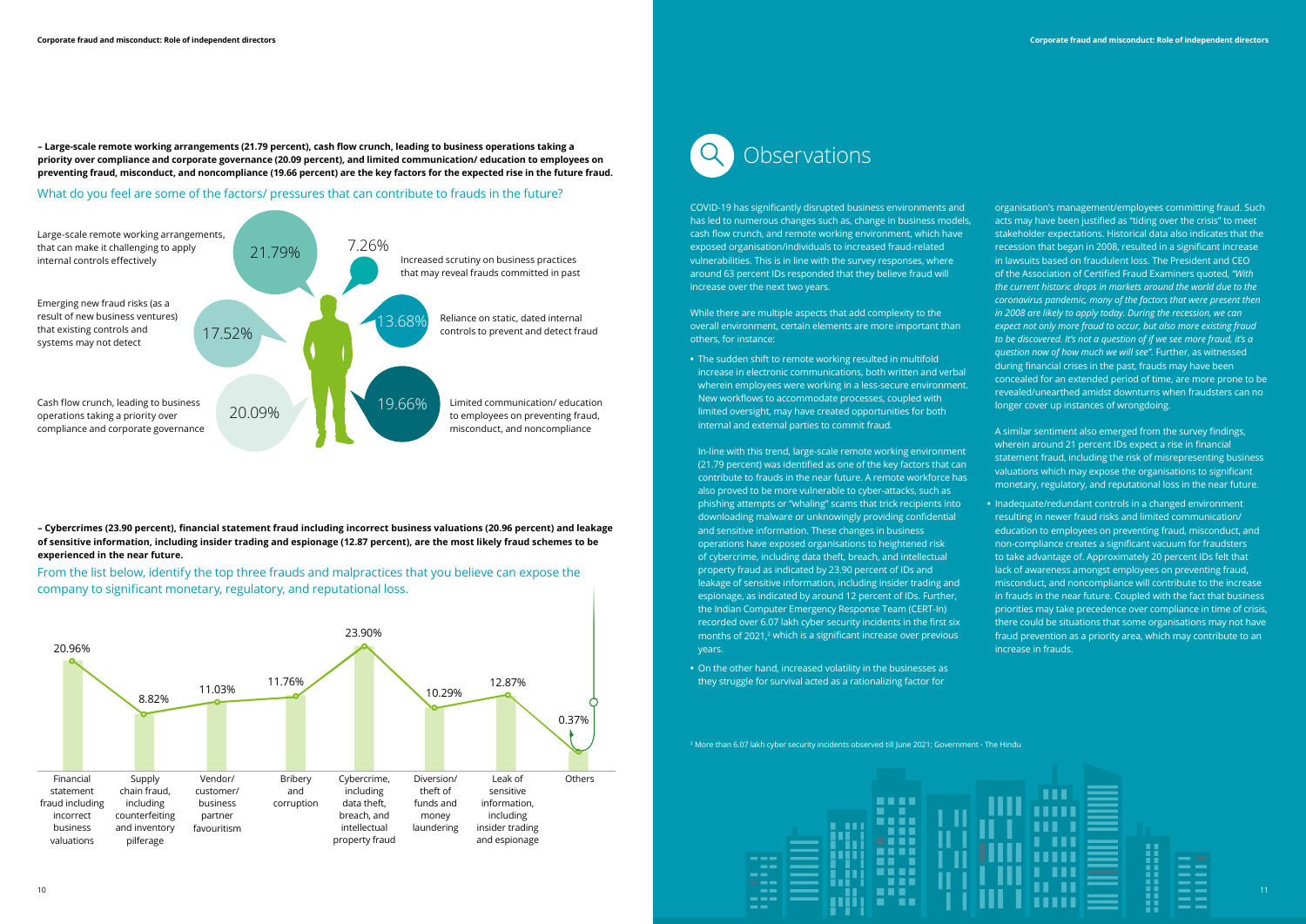**– Large-scale remote working arrangements (21.79 percent), cash flow crunch, leading to business operations taking a priority over compliance and corporate governance (20.09 percent), and limited communication/ education to employees on preventing fraud, misconduct, and noncompliance (19.66 percent) are the key factors for the expected rise in the future fraud.**

What do you feel are some of the factors/ pressures that can contribute to frauds in the future?

| Factor | Percentage |
| --- | --- |
| Large-scale remote working arrangements, that can make it challenging to apply internal controls effectively | 21.79% |
| Cash flow crunch, leading to business operations taking a priority over compliance and corporate governance | 20.09% |
| Limited communication/ education to employees on preventing fraud, misconduct, and noncompliance | 19.66% |
| Emerging new fraud risks (as a result of new business ventures) that existing controls and systems may not detect | 17.52% |
| Reliance on static, dated internal controls to prevent and detect fraud | 13.68% |
| Increased scrutiny on business practices that may reveal frauds committed in past | 7.26% |

**– Cybercrimes (23.90 percent), financial statement fraud including incorrect business valuations (20.96 percent) and leakage of sensitive information, including insider trading and espionage (12.87 percent), are the most likely fraud schemes to be experienced in the near future.**

From the list below, identify the top three frauds and malpractices that you believe can expose the company to significant monetary, regulatory, and reputational loss.

| Fraud/ malpractice | Percentage |
| --- | --- |
| Financial statement fraud including incorrect business valuations | 20.96% |
| Supply chain fraud, including counterfeiting and inventory pilferage | 8.82% |
| Vendor/ customer/ business partner favouritism | 11.03% |
| Bribery and corruption | 11.76% |
| Cybercrime, including data theft, breach, and intellectual property fraud | 23.90% |
| Diversion/ theft of funds and money laundering | 10.29% |
| Leak of sensitive information, including insider trading and espionage | 12.87% |
| Others | 0.37% |

# Observations

COVID-19 has significantly disrupted business environments and has led to numerous changes such as, change in business models, cash flow crunch, and remote working environment, which have exposed organisation/individuals to increased fraud-related vulnerabilities. This is in line with the survey responses, where around 63 percent IDs responded that they believe fraud will increase over the next two years.

While there are multiple aspects that add complexity to the overall environment, certain elements are more important than others, for instance:

- The sudden shift to remote working resulted in multifold increase in electronic communications, both written and verbal wherein employees were working in a less-secure environment. New workflows to accommodate processes, coupled with limited oversight, may have created opportunities for both internal and external parties to commit fraud.

  In-line with this trend, large-scale remote working environment (21.79 percent) was identified as one of the key factors that can contribute to frauds in the near future. A remote workforce has also proved to be more vulnerable to cyber-attacks, such as phishing attempts or "whaling" scams that trick recipients into downloading malware or unknowingly providing confidential and sensitive information. These changes in business operations have exposed organisations to heightened risk of cybercrime, including data theft, breach, and intellectual property fraud as indicated by 23.90 percent of IDs and leakage of sensitive information, including insider trading and espionage, as indicated by around 12 percent of IDs. Further, the Indian Computer Emergency Response Team (CERT-In) recorded over 6.07 lakh cyber security incidents in the first six months of 2021,[2] which is a significant increase over previous years.

- On the other hand, increased volatility in the businesses as they struggle for survival acted as a rationalizing factor for organisation's management/employees committing fraud. Such acts may have been justified as "tiding over the crisis" to meet stakeholder expectations. Historical data also indicates that the recession that began in 2008, resulted in a significant increase in lawsuits based on fraudulent loss. The President and CEO of the Association of Certified Fraud Examiners quoted, *"With the current historic drops in markets around the world due to the coronavirus pandemic, many of the factors that were present then in 2008 are likely to apply today. During the recession, we can expect not only more fraud to occur, but also more existing fraud to be discovered. It's not a question of if we see more fraud, it's a question now of how much we will see".* Further, as witnessed during financial crises in the past, frauds may have been concealed for an extended period of time, are more prone to be revealed/unearthed amidst downturns when fraudsters can no longer cover up instances of wrongdoing.

  A similar sentiment also emerged from the survey findings, wherein around 21 percent IDs expect a rise in financial statement fraud, including the risk of misrepresenting business valuations which may expose the organisations to significant monetary, regulatory, and reputational loss in the near future.

- Inadequate/redundant controls in a changed environment resulting in newer fraud risks and limited communication/ education to employees on preventing fraud, misconduct, and non-compliance creates a significant vacuum for fraudsters to take advantage of. Approximately 20 percent IDs felt that lack of awareness amongst employees on preventing fraud, misconduct, and noncompliance will contribute to the increase in frauds in the near future. Coupled with the fact that business priorities may take precedence over compliance in time of crisis, there could be situations that some organisations may not have fraud prevention as a priority area, which may contribute to an increase in frauds.

[2] More than 6.07 lakh cyber security incidents observed till June 2021: Government - The Hindu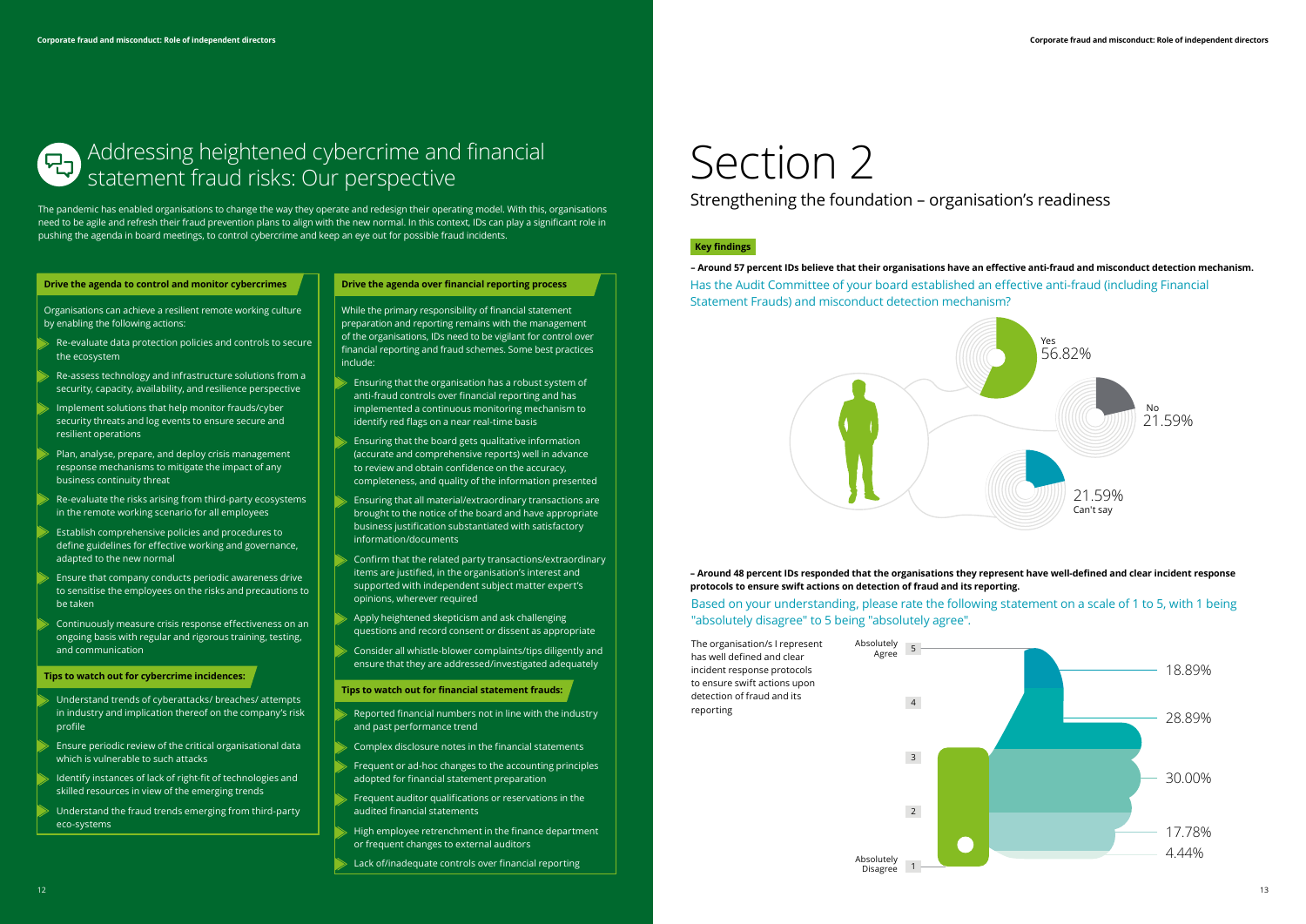# Addressing heightened cybercrime and financial statement fraud risks: Our perspective

The pandemic has enabled organisations to change the way they operate and redesign their operating model. With this, organisations need to be agile and refresh their fraud prevention plans to align with the new normal. In this context, IDs can play a significant role in pushing the agenda in board meetings, to control cybercrime and keep an eye out for possible fraud incidents.

### Drive the agenda to control and monitor cybercrimes

Organisations can achieve a resilient remote working culture by enabling the following actions:

- Re-evaluate data protection policies and controls to secure the ecosystem
- Re-assess technology and infrastructure solutions from a security, capacity, availability, and resilience perspective
- Implement solutions that help monitor frauds/cyber security threats and log events to ensure secure and resilient operations
- Plan, analyse, prepare, and deploy crisis management response mechanisms to mitigate the impact of any business continuity threat
- Re-evaluate the risks arising from third-party ecosystems in the remote working scenario for all employees
- Establish comprehensive policies and procedures to define guidelines for effective working and governance, adapted to the new normal
- Ensure that company conducts periodic awareness drive to sensitise the employees on the risks and precautions to be taken
- Continuously measure crisis response effectiveness on an ongoing basis with regular and rigorous training, testing, and communication

### Tips to watch out for cybercrime incidences:

- Understand trends of cyberattacks/ breaches/ attempts in industry and implication thereof on the company's risk profile
- Ensure periodic review of the critical organisational data which is vulnerable to such attacks
- Identify instances of lack of right-fit of technologies and skilled resources in view of the emerging trends
- Understand the fraud trends emerging from third-party eco-systems

### Drive the agenda over financial reporting process

While the primary responsibility of financial statement preparation and reporting remains with the management of the organisations, IDs need to be vigilant for control over financial reporting and fraud schemes. Some best practices include:

- Ensuring that the organisation has a robust system of anti-fraud controls over financial reporting and has implemented a continuous monitoring mechanism to identify red flags on a near real-time basis
- Ensuring that the board gets qualitative information (accurate and comprehensive reports) well in advance to review and obtain confidence on the accuracy, completeness, and quality of the information presented
- Ensuring that all material/extraordinary transactions are brought to the notice of the board and have appropriate business justification substantiated with satisfactory information/documents
- Confirm that the related party transactions/extraordinary items are justified, in the organisation's interest and supported with independent subject matter expert's opinions, wherever required
- Apply heightened skepticism and ask challenging questions and record consent or dissent as appropriate
- Consider all whistle-blower complaints/tips diligently and ensure that they are addressed/investigated adequately

### Tips to watch out for financial statement frauds:

- Reported financial numbers not in line with the industry and past performance trend
- Complex disclosure notes in the financial statements
- Frequent or ad-hoc changes to the accounting principles adopted for financial statement preparation
- Frequent auditor qualifications or reservations in the audited financial statements
- High employee retrenchment in the finance department or frequent changes to external auditors
- Lack of/inadequate controls over financial reporting

# Section 2

## Strengthening the foundation – organisation's readiness

**Key findings**

**– Around 57 percent IDs believe that their organisations have an effective anti-fraud and misconduct detection mechanism.**

Has the Audit Committee of your board established an effective anti-fraud (including Financial Statement Frauds) and misconduct detection mechanism?

| Response | Percentage |
|---|---|
| Yes | 56.82% |
| No | 21.59% |
| Can't say | 21.59% |

**– Around 48 percent IDs responded that the organisations they represent have well-defined and clear incident response protocols to ensure swift actions on detection of fraud and its reporting.**

Based on your understanding, please rate the following statement on a scale of 1 to 5, with 1 being "absolutely disagree" to 5 being "absolutely agree".

The organisation/s I represent has well defined and clear incident response protocols to ensure swift actions upon detection of fraud and its reporting

| Rating | Percentage |
|---|---|
| 5 (Absolutely Agree) | 18.89% |
| 4 | 28.89% |
| 3 | 30.00% |
| 2 | 17.78% |
| 1 (Absolutely Disagree) | 4.44% |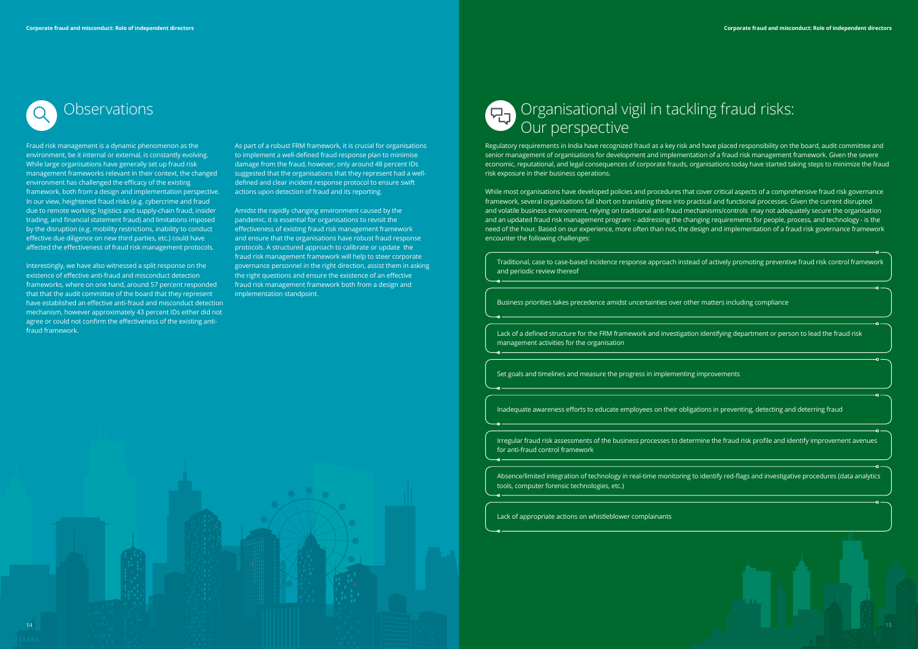# Observations

Fraud risk management is a dynamic phenomenon as the environment, be it internal or external, is constantly evolving. While large organisations have generally set up fraud risk management frameworks relevant in their context, the changed environment has challenged the efficacy of the existing framework, both from a design and implementation perspective. In our view, heightened fraud risks (e.g. cybercrime and fraud due to remote working; logistics and supply-chain fraud, insider trading, and financial statement fraud) and limitations imposed by the disruption (e.g. mobility restrictions, inability to conduct effective due diligence on new third parties, etc.) could have affected the effectiveness of fraud risk management protocols.

Interestingly, we have also witnessed a split response on the existence of effective anti-fraud and misconduct detection frameworks, where on one hand, around 57 percent responded that that the audit committee of the board that they represent have established an effective anti-fraud and misconduct detection mechanism, however approximately 43 percent IDs either did not agree or could not confirm the effectiveness of the existing anti-fraud framework.

As part of a robust FRM framework, it is crucial for organisations to implement a well-defined fraud response plan to minimise damage from the fraud, however, only around 48 percent IDs suggested that the organisations that they represent had a well-defined and clear incident response protocol to ensure swift actions upon detection of fraud and its reporting.

Amidst the rapidly changing environment caused by the pandemic, it is essential for organisations to revisit the effectiveness of existing fraud risk management framework and ensure that the organisations have robust fraud response protocols. A structured approach to calibrate or update the fraud risk management framework will help to steer corporate governance personnel in the right direction, assist them in asking the right questions and ensure the existence of an effective fraud risk management framework both from a design and implementation standpoint.

# Organisational vigil in tackling fraud risks: Our perspective

Regulatory requirements in India have recognized fraud as a key risk and have placed responsibility on the board, audit committee and senior management of organisations for development and implementation of a fraud risk management framework. Given the severe economic, reputational, and legal consequences of corporate frauds, organisations today have started taking steps to minimize the fraud risk exposure in their business operations.

While most organisations have developed policies and procedures that cover critical aspects of a comprehensive fraud risk governance framework, several organisations fall short on translating these into practical and functional processes. Given the current disrupted and volatile business environment, relying on traditional anti-fraud mechanisms/controls may not adequately secure the organisation and an updated fraud risk management program – addressing the changing requirements for people, process, and technology - is the need of the hour. Based on our experience, more often than not, the design and implementation of a fraud risk governance framework encounter the following challenges:

- Traditional, case to case-based incidence response approach instead of actively promoting preventive fraud risk control framework and periodic review thereof
- Business priorities takes precedence amidst uncertainties over other matters including compliance
- Lack of a defined structure for the FRM framework and investigation identifying department or person to lead the fraud risk management activities for the organisation
- Set goals and timelines and measure the progress in implementing improvements
- Inadequate awareness efforts to educate employees on their obligations in preventing, detecting and deterring fraud
- Irregular fraud risk assessments of the business processes to determine the fraud risk profile and identify improvement avenues for anti-fraud control framework
- Absence/limited integration of technology in real-time monitoring to identify red-flags and investigative procedures (data analytics tools, computer forensic technologies, etc.)
- Lack of appropriate actions on whistleblower complainants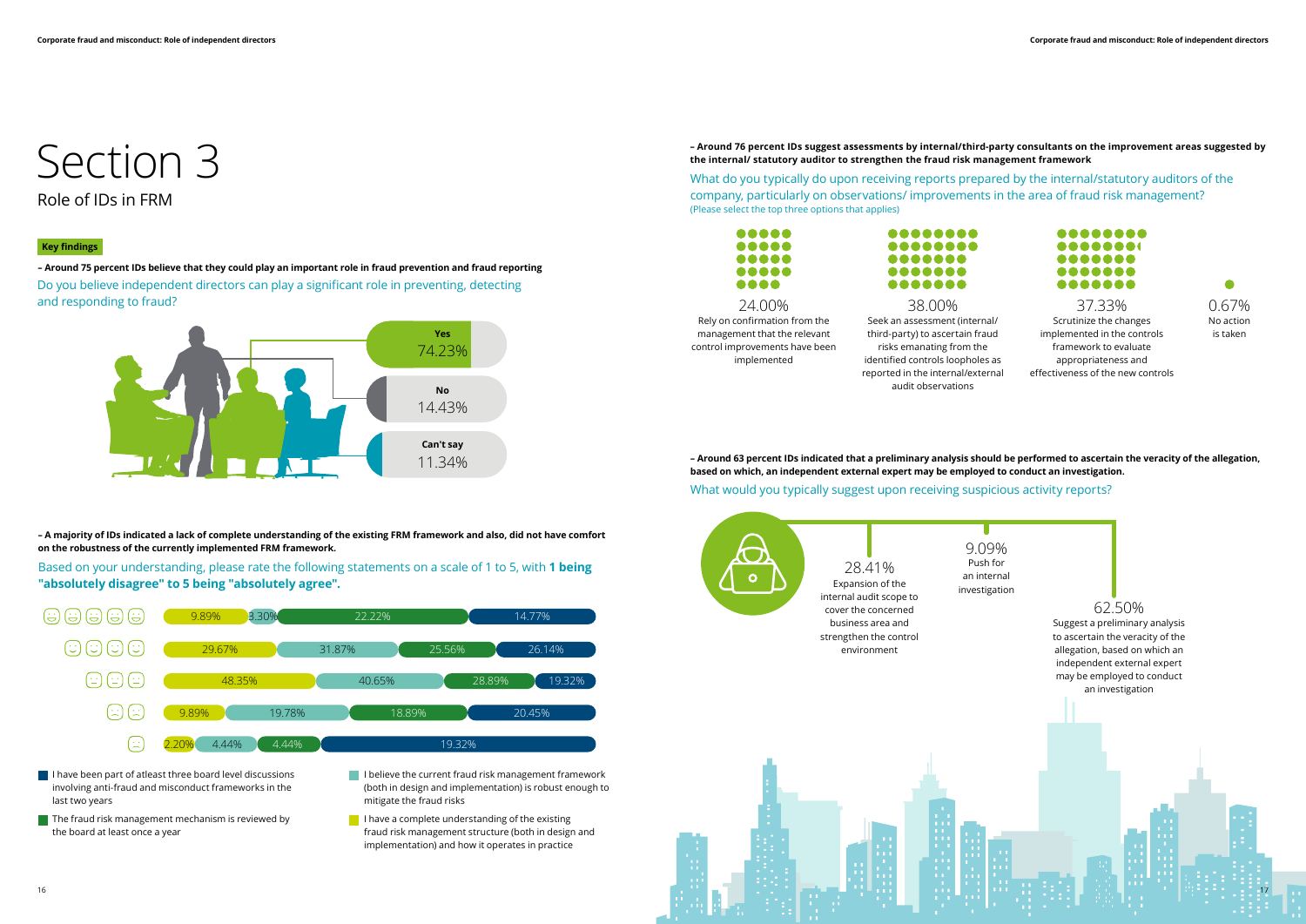# Section 3

## Role of IDs in FRM

### Key findings

**– Around 75 percent IDs believe that they could play an important role in fraud prevention and fraud reporting**

Do you believe independent directors can play a significant role in preventing, detecting and responding to fraud?

| Response | Percentage |
|---|---|
| Yes | 74.23% |
| No | 14.43% |
| Can't say | 11.34% |

**– A majority of IDs indicated a lack of complete understanding of the existing FRM framework and also, did not have comfort on the robustness of the currently implemented FRM framework.**

Based on your understanding, please rate the following statements on a scale of 1 to 5, with **1 being "absolutely disagree" to 5 being "absolutely agree".**

| Rating | I have a complete understanding of the existing fraud risk management structure (both in design and implementation) and how it operates in practice | I believe the current fraud risk management framework (both in design and implementation) is robust enough to mitigate the fraud risks | The fraud risk management mechanism is reviewed by the board at least once a year | I have been part of atleast three board level discussions involving anti-fraud and misconduct frameworks in the last two years |
|---|---|---|---|---|
| 5 | 9.89% | 3.30% | 22.22% | 14.77% |
| 4 | 29.67% | 31.87% | 25.56% | 26.14% |
| 3 | 48.35% | 40.65% | 28.89% | 19.32% |
| 2 | 9.89% | 19.78% | 18.89% | 20.45% |
| 1 | 2.20% | 4.44% | 4.44% | 19.32% |

**– Around 76 percent IDs suggest assessments by internal/third-party consultants on the improvement areas suggested by the internal/ statutory auditor to strengthen the fraud risk management framework**

What do you typically do upon receiving reports prepared by the internal/statutory auditors of the company, particularly on observations/ improvements in the area of fraud risk management?
(Please select the top three options that applies)

- 24.00% – Rely on confirmation from the management that the relevant control improvements have been implemented
- 38.00% – Seek an assessment (internal/ third-party) to ascertain fraud risks emanating from the identified controls loopholes as reported in the internal/external audit observations
- 37.33% – Scrutinize the changes implemented in the controls framework to evaluate appropriateness and effectiveness of the new controls
- 0.67% – No action is taken

**– Around 63 percent IDs indicated that a preliminary analysis should be performed to ascertain the veracity of the allegation, based on which, an independent external expert may be employed to conduct an investigation.**

What would you typically suggest upon receiving suspicious activity reports?

- 28.41% – Expansion of the internal audit scope to cover the concerned business area and strengthen the control environment
- 9.09% – Push for an internal investigation
- 62.50% – Suggest a preliminary analysis to ascertain the veracity of the allegation, based on which an independent external expert may be employed to conduct an investigation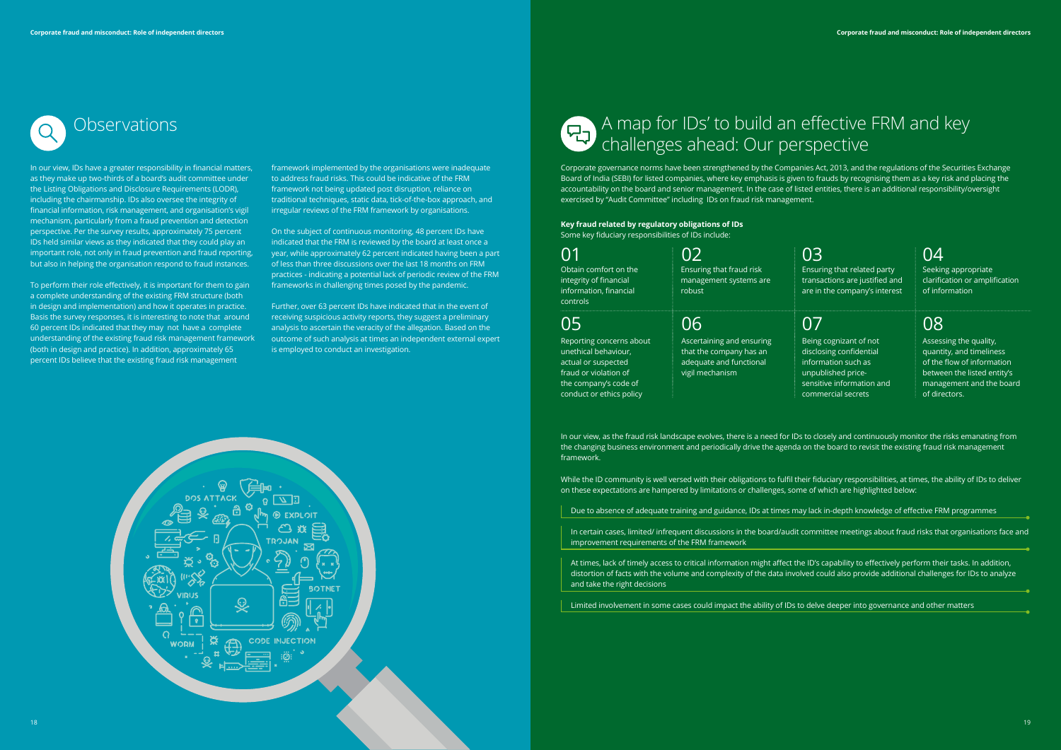## Observations

In our view, IDs have a greater responsibility in financial matters, as they make up two-thirds of a board's audit committee under the Listing Obligations and Disclosure Requirements (LODR), including the chairmanship. IDs also oversee the integrity of financial information, risk management, and organisation's vigil mechanism, particularly from a fraud prevention and detection perspective. Per the survey results, approximately 75 percent IDs held similar views as they indicated that they could play an important role, not only in fraud prevention and fraud reporting, but also in helping the organisation respond to fraud instances.

To perform their role effectively, it is important for them to gain a complete understanding of the existing FRM structure (both in design and implementation) and how it operates in practice. Basis the survey responses, it is interesting to note that around 60 percent IDs indicated that they may not have a complete understanding of the existing fraud risk management framework (both in design and practice). In addition, approximately 65 percent IDs believe that the existing fraud risk management framework implemented by the organisations were inadequate to address fraud risks. This could be indicative of the FRM framework not being updated post disruption, reliance on traditional techniques, static data, tick-of-the-box approach, and irregular reviews of the FRM framework by organisations.

On the subject of continuous monitoring, 48 percent IDs have indicated that the FRM is reviewed by the board at least once a year, while approximately 62 percent indicated having been a part of less than three discussions over the last 18 months on FRM practices - indicating a potential lack of periodic review of the FRM frameworks in challenging times posed by the pandemic.

Further, over 63 percent IDs have indicated that in the event of receiving suspicious activity reports, they suggest a preliminary analysis to ascertain the veracity of the allegation. Based on the outcome of such analysis at times an independent external expert is employed to conduct an investigation.

## A map for IDs' to build an effective FRM and key challenges ahead: Our perspective

Corporate governance norms have been strengthened by the Companies Act, 2013, and the regulations of the Securities Exchange Board of India (SEBI) for listed companies, where key emphasis is given to frauds by recognising them as a key risk and placing the accountability on the board and senior management. In the case of listed entities, there is an additional responsibility/oversight exercised by "Audit Committee" including IDs on fraud risk management.

**Key fraud related by regulatory obligations of IDs**

Some key fiduciary responsibilities of IDs include:

01 Obtain comfort on the integrity of financial information, financial controls

02 Ensuring that fraud risk management systems are robust

03 Ensuring that related party transactions are justified and are in the company's interest

04 Seeking appropriate clarification or amplification of information

05 Reporting concerns about unethical behaviour, actual or suspected fraud or violation of the company's code of conduct or ethics policy

06 Ascertaining and ensuring that the company has an adequate and functional vigil mechanism

07 Being cognizant of not disclosing confidential information such as unpublished price-sensitive information and commercial secrets

08 Assessing the quality, quantity, and timeliness of the flow of information between the listed entity's management and the board of directors.

In our view, as the fraud risk landscape evolves, there is a need for IDs to closely and continuously monitor the risks emanating from the changing business environment and periodically drive the agenda on the board to revisit the existing fraud risk management framework.

While the ID community is well versed with their obligations to fulfil their fiduciary responsibilities, at times, the ability of IDs to deliver on these expectations are hampered by limitations or challenges, some of which are highlighted below:

- Due to absence of adequate training and guidance, IDs at times may lack in-depth knowledge of effective FRM programmes
- In certain cases, limited/ infrequent discussions in the board/audit committee meetings about fraud risks that organisations face and improvement requirements of the FRM framework
- At times, lack of timely access to critical information might affect the ID's capability to effectively perform their tasks. In addition, distortion of facts with the volume and complexity of the data involved could also provide additional challenges for IDs to analyze and take the right decisions
- Limited involvement in some cases could impact the ability of IDs to delve deeper into governance and other matters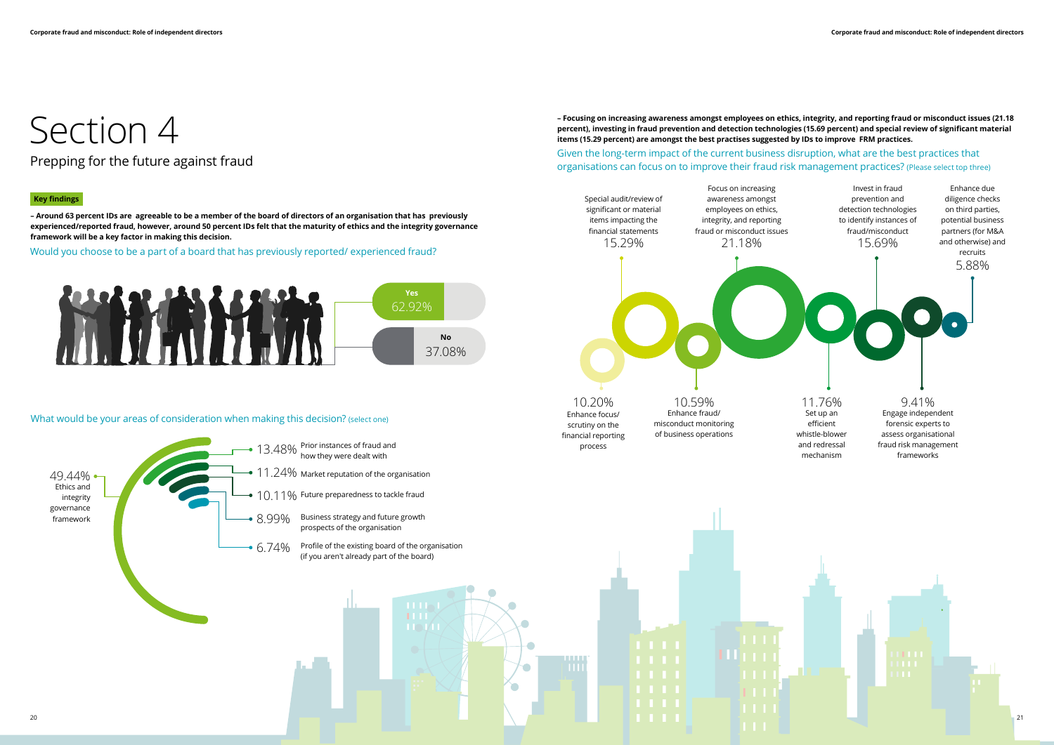# Section 4

## Prepping for the future against fraud

**Key findings**

**– Around 63 percent IDs are agreeable to be a member of the board of directors of an organisation that has previously experienced/reported fraud, however, around 50 percent IDs felt that the maturity of ethics and the integrity governance framework will be a key factor in making this decision.**

### Would you choose to be a part of a board that has previously reported/ experienced fraud?

| Response | Percentage |
| --- | --- |
| Yes | 62.92% |
| No | 37.08% |

### What would be your areas of consideration when making this decision? (select one)

| Area of consideration | Percentage |
| --- | --- |
| Ethics and integrity governance framework | 49.44% |
| Prior instances of fraud and how they were dealt with | 13.48% |
| Market reputation of the organisation | 11.24% |
| Future preparedness to tackle fraud | 10.11% |
| Business strategy and future growth prospects of the organisation | 8.99% |
| Profile of the existing board of the organisation (if you aren't already part of the board) | 6.74% |

**– Focusing on increasing awareness amongst employees on ethics, integrity, and reporting fraud or misconduct issues (21.18 percent), investing in fraud prevention and detection technologies (15.69 percent) and special review of significant material items (15.29 percent) are amongst the best practises suggested by IDs to improve FRM practices.**

### Given the long-term impact of the current business disruption, what are the best practices that organisations can focus on to improve their fraud risk management practices? (Please select top three)

| Practice | Percentage |
| --- | --- |
| Enhance focus/ scrutiny on the financial reporting process | 10.20% |
| Special audit/review of significant or material items impacting the financial statements | 15.29% |
| Enhance fraud/ misconduct monitoring of business operations | 10.59% |
| Focus on increasing awareness amongst employees on ethics, integrity, and reporting fraud or misconduct issues | 21.18% |
| Set up an efficient whistle-blower and redressal mechanism | 11.76% |
| Invest in fraud prevention and detection technologies to identify instances of fraud/misconduct | 15.69% |
| Engage independent forensic experts to assess organisational fraud risk management frameworks | 9.41% |
| Enhance due diligence checks on third parties, potential business partners (for M&A and otherwise) and recruits | 5.88% |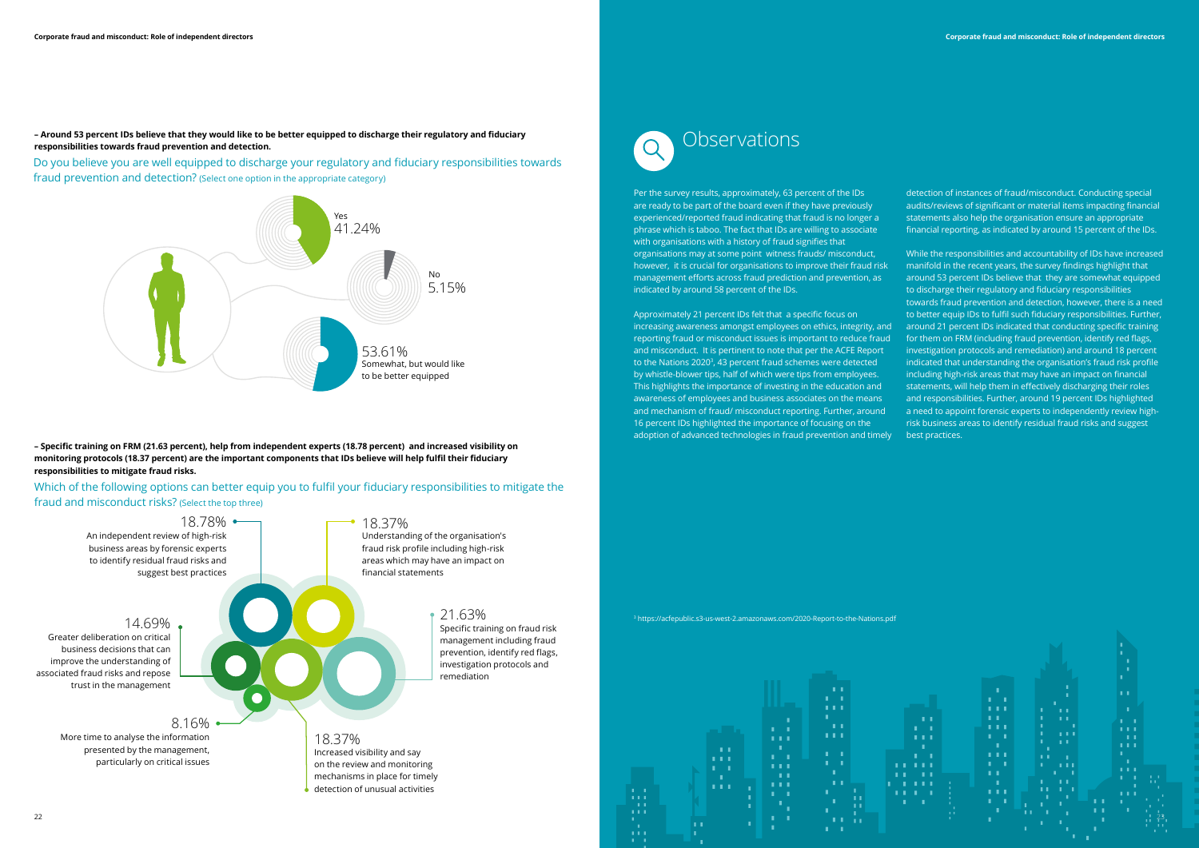**– Around 53 percent IDs believe that they would like to be better equipped to discharge their regulatory and fiduciary responsibilities towards fraud prevention and detection.**

Do you believe you are well equipped to discharge your regulatory and fiduciary responsibilities towards fraud prevention and detection? (Select one option in the appropriate category)

| Response | Percentage |
|---|---|
| Yes | 41.24% |
| No | 5.15% |
| Somewhat, but would like to be better equipped | 53.61% |

**– Specific training on FRM (21.63 percent), help from independent experts (18.78 percent) and increased visibility on monitoring protocols (18.37 percent) are the important components that IDs believe will help fulfil their fiduciary responsibilities to mitigate fraud risks.**

Which of the following options can better equip you to fulfil your fiduciary responsibilities to mitigate the fraud and misconduct risks? (Select the top three)

| Option | Percentage |
|---|---|
| An independent review of high-risk business areas by forensic experts to identify residual fraud risks and suggest best practices | 18.78% |
| Understanding of the organisation's fraud risk profile including high-risk areas which may have an impact on financial statements | 18.37% |
| Greater deliberation on critical business decisions that can improve the understanding of associated fraud risks and repose trust in the management | 14.69% |
| Specific training on fraud risk management including fraud prevention, identify red flags, investigation protocols and remediation | 21.63% |
| More time to analyse the information presented by the management, particularly on critical issues | 8.16% |
| Increased visibility and say on the review and monitoring mechanisms in place for timely detection of unusual activities | 18.37% |

# Observations

Per the survey results, approximately, 63 percent of the IDs are ready to be part of the board even if they have previously experienced/reported fraud indicating that fraud is no longer a phrase which is taboo. The fact that IDs are willing to associate with organisations with a history of fraud signifies that organisations may at some point witness frauds/ misconduct, however, it is crucial for organisations to improve their fraud risk management efforts across fraud prediction and prevention, as indicated by around 58 percent of the IDs.

Approximately 21 percent IDs felt that a specific focus on increasing awareness amongst employees on ethics, integrity, and reporting fraud or misconduct issues is important to reduce fraud and misconduct. It is pertinent to note that per the ACFE Report to the Nations 2020[3], 43 percent fraud schemes were detected by whistle-blower tips, half of which were tips from employees. This highlights the importance of investing in the education and awareness of employees and business associates on the means and mechanism of fraud/ misconduct reporting. Further, around 16 percent IDs highlighted the importance of focusing on the adoption of advanced technologies in fraud prevention and timely detection of instances of fraud/misconduct. Conducting special audits/reviews of significant or material items impacting financial statements also help the organisation ensure an appropriate financial reporting, as indicated by around 15 percent of the IDs.

While the responsibilities and accountability of IDs have increased manifold in the recent years, the survey findings highlight that around 53 percent IDs believe that they are somewhat equipped to discharge their regulatory and fiduciary responsibilities towards fraud prevention and detection, however, there is a need to better equip IDs to fulfil such fiduciary responsibilities. Further, around 21 percent IDs indicated that conducting specific training for them on FRM (including fraud prevention, identify red flags, investigation protocols and remediation) and around 18 percent indicated that understanding the organisation's fraud risk profile including high-risk areas that may have an impact on financial statements, will help them in effectively discharging their roles and responsibilities. Further, around 19 percent IDs highlighted a need to appoint forensic experts to independently review high-risk business areas to identify residual fraud risks and suggest best practices.

[3] https://acfepublic.s3-us-west-2.amazonaws.com/2020-Report-to-the-Nations.pdf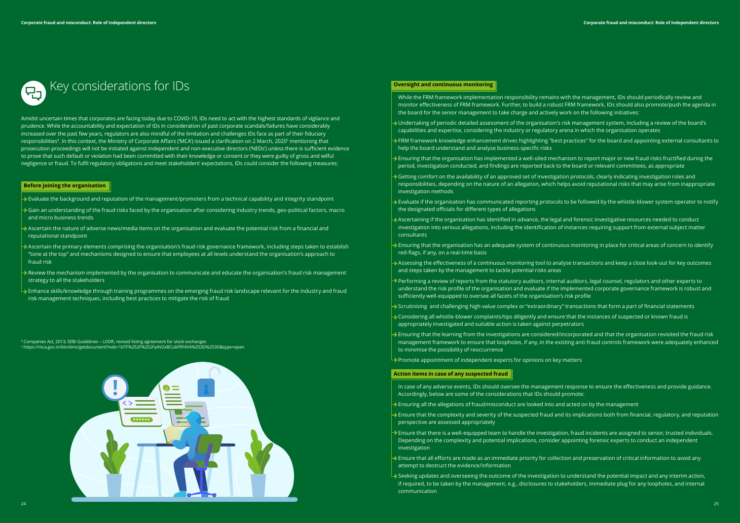# Key considerations for IDs

Amidst uncertain times that corporates are facing today due to COVID-19, IDs need to act with the highest standards of vigilance and prudence. While the accountability and expectation of IDs in consideration of past corporate scandals/failures have considerably increased over the past few years, regulators are also mindful of the limitation and challenges IDs face as part of their fiduciary responsibilities[4]. In this context, the Ministry of Corporate Affairs ('MCA') issued a clarification on 2 March, 2020[5] mentioning that prosecution proceedings will not be initiated against independent and non-executive directors ('NEDs') unless there is sufficient evidence to prove that such default or violation had been committed with their knowledge or consent or they were guilty of gross and wilful negligence or fraud. To fulfil regulatory obligations and meet stakeholders' expectations, IDs could consider the following measures:

## Before joining the organisation

- Evaluate the background and reputation of the management/promoters from a technical capability and integrity standpoint
- Gain an understanding of the fraud risks faced by the organisation after considering industry trends, geo-political factors, macro and micro business trends
- Ascertain the nature of adverse news/media items on the organisation and evaluate the potential risk from a financial and reputational standpoint
- Ascertain the primary elements comprising the organisation's fraud risk governance framework, including steps taken to establish "tone at the top" and mechanisms designed to ensure that employees at all levels understand the organisation's approach to fraud risk
- Review the mechanism implemented by the organisation to communicate and educate the organisation's fraud risk management strategy to all the stakeholders
- Enhance skills/knowledge through training programmes on the emerging fraud risk landscape relevant for the industry and fraud risk management techniques, including best practices to mitigate the risk of fraud

[4] Companies Act, 2013; SEBI Guidelines – LODR, revised listing agreement for stock exchanges
[5] https://mca.gov.in/bin/dms/getdocument?mds=1bTF%252F%252FyAV2xBCubFflF4YA%253D%253D&type=open

## Oversight and continuous monitoring

While the FRM framework implementation responsibility remains with the management, IDs should periodically review and monitor effectiveness of FRM framework. Further, to build a robust FRM framework, IDs should also promote/push the agenda in the board for the senior management to take charge and actively work on the following initiatives:

- Undertaking of periodic detailed assessment of the organisation's risk management system, including a review of the board's capabilities and expertise, considering the industry or regulatory arena in which the organisation operates
- FRM framework knowledge enhancement drives highlighting "best practices" for the board and appointing external consultants to help the board understand and analyse business-specific risks
- Ensuring that the organisation has implemented a well-oiled mechanism to report major or new fraud risks fructified during the period, investigation conducted, and findings are reported back to the board or relevant committees, as appropriate
- Getting comfort on the availability of an approved set of investigation protocols, clearly indicating investigation roles and responsibilities, depending on the nature of an allegation, which helps avoid reputational risks that may arise from inappropriate investigation methods
- Evaluate if the organisation has communicated reporting protocols to be followed by the whistle-blower system operator to notify the designated officials for different types of allegations
- Ascertaining if the organisation has identified in advance, the legal and forensic investigative resources needed to conduct investigation into serious allegations, including the identification of instances requiring support from external subject matter consultants
- Ensuring that the organisation has an adequate system of continuous monitoring in place for critical areas of concern to identify red-flags, if any, on a real-time basis
- Assessing the effectiveness of a continuous monitoring tool to analyse transactions and keep a close look-out for key outcomes and steps taken by the management to tackle potential risks areas
- Performing a review of reports from the statutory auditors, internal auditors, legal counsel, regulators and other experts to understand the risk profile of the organisation and evaluate if the implemented corporate governance framework is robust and sufficiently well-equipped to oversee all facets of the organisation's risk profile
- Scrutinising and challenging high-value complex or "extraordinary" transactions that form a part of financial statements
- Considering all whistle-blower complaints/tips diligently and ensure that the instances of suspected or known fraud is appropriately investigated and suitable action is taken against perpetrators
- Ensuring that the learning from the investigations are considered/incorporated and that the organisation revisited the fraud risk management framework to ensure that loopholes, if any, in the existing anti-fraud controls framework were adequately enhanced to minimise the possibility of reoccurrence
- Promote appointment of independent experts for opinions on key matters

## Action items in case of any suspected fraud

In case of any adverse events, IDs should oversee the management response to ensure the effectiveness and provide guidance. Accordingly, below are some of the considerations that IDs should promote:

- Ensuring all the allegations of fraud/misconduct are looked into and acted on by the management
- Ensure that the complexity and severity of the suspected fraud and its implications both from financial, regulatory, and reputation perspective are assessed appropriately
- Ensure that there is a well-equipped team to handle the investigation, fraud incidents are assigned to senior, trusted individuals. Depending on the complexity and potential implications, consider appointing forensic experts to conduct an independent investigation
- Ensure that all efforts are made as an immediate priority for collection and preservation of critical information to avoid any attempt to destruct the evidence/information
- Seeking updates and overseeing the outcome of the investigation to understand the potential impact and any interim action, if required, to be taken by the management, e.g., disclosures to stakeholders, immediate plug for any loopholes, and internal communication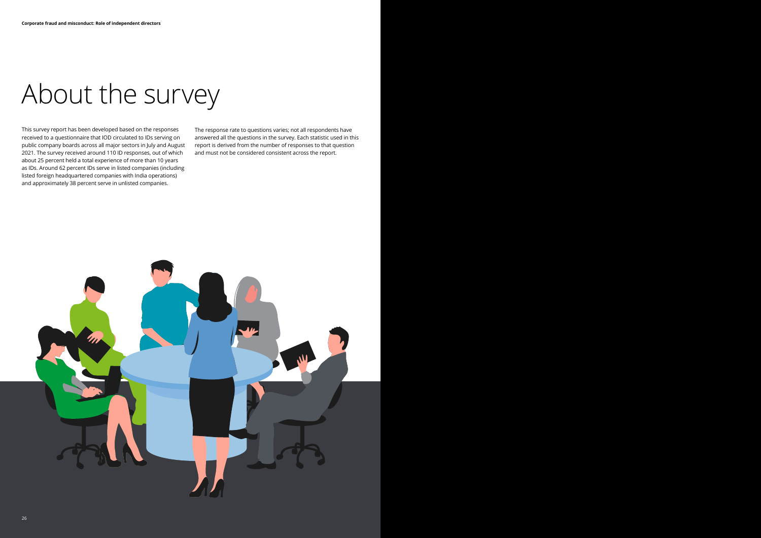# About the survey

This survey report has been developed based on the responses received to a questionnaire that IOD circulated to IDs serving on public company boards across all major sectors in July and August 2021. The survey received around 110 ID responses, out of which about 25 percent held a total experience of more than 10 years as IDs. Around 62 percent IDs serve in listed companies (including listed foreign headquartered companies with India operations) and approximately 38 percent serve in unlisted companies.

The response rate to questions varies; not all respondents have answered all the questions in the survey. Each statistic used in this report is derived from the number of responses to that question and must not be considered consistent across the report.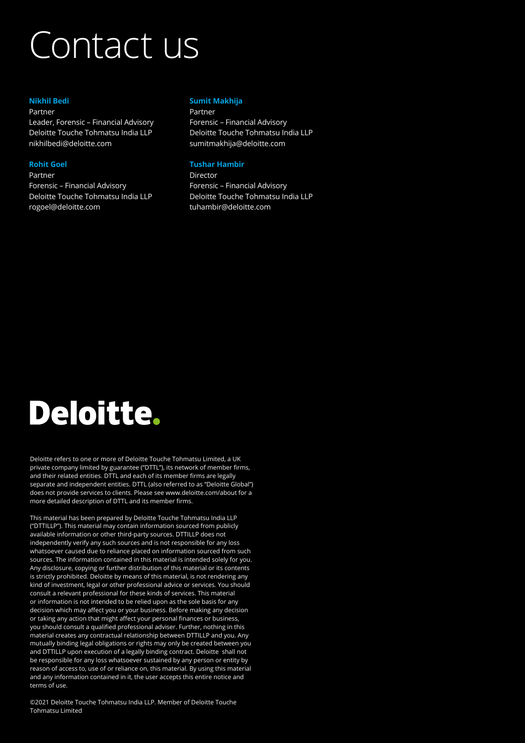# Contact us

**Nikhil Bedi**
Partner
Leader, Forensic – Financial Advisory
Deloitte Touche Tohmatsu India LLP
nikhilbedi@deloitte.com

**Rohit Goel**
Partner
Forensic – Financial Advisory
Deloitte Touche Tohmatsu India LLP
rogoel@deloitte.com

**Sumit Makhija**
Partner
Forensic – Financial Advisory
Deloitte Touche Tohmatsu India LLP
sumitmakhija@deloitte.com

**Tushar Hambir**
Director
Forensic – Financial Advisory
Deloitte Touche Tohmatsu India LLP
tuhambir@deloitte.com

Deloitte.

Deloitte refers to one or more of Deloitte Touche Tohmatsu Limited, a UK private company limited by guarantee ("DTTL"), its network of member firms, and their related entities. DTTL and each of its member firms are legally separate and independent entities. DTTL (also referred to as "Deloitte Global") does not provide services to clients. Please see www.deloitte.com/about for a more detailed description of DTTL and its member firms.

This material has been prepared by Deloitte Touche Tohmatsu India LLP ("DTTILLP"). This material may contain information sourced from publicly available information or other third-party sources. DTTILLP does not independently verify any such sources and is not responsible for any loss whatsoever caused due to reliance placed on information sourced from such sources. The information contained in this material is intended solely for you. Any disclosure, copying or further distribution of this material or its contents is strictly prohibited. Deloitte by means of this material, is not rendering any kind of investment, legal or other professional advice or services. You should consult a relevant professional for these kinds of services. This material or information is not intended to be relied upon as the sole basis for any decision which may affect you or your business. Before making any decision or taking any action that might affect your personal finances or business, you should consult a qualified professional adviser. Further, nothing in this material creates any contractual relationship between DTTILLP and you. Any mutually binding legal obligations or rights may only be created between you and DTTILLP upon execution of a legally binding contract. Deloitte shall not be responsible for any loss whatsoever sustained by any person or entity by reason of access to, use of or reliance on, this material. By using this material and any information contained in it, the user accepts this entire notice and terms of use.

©2021 Deloitte Touche Tohmatsu India LLP. Member of Deloitte Touche Tohmatsu Limited